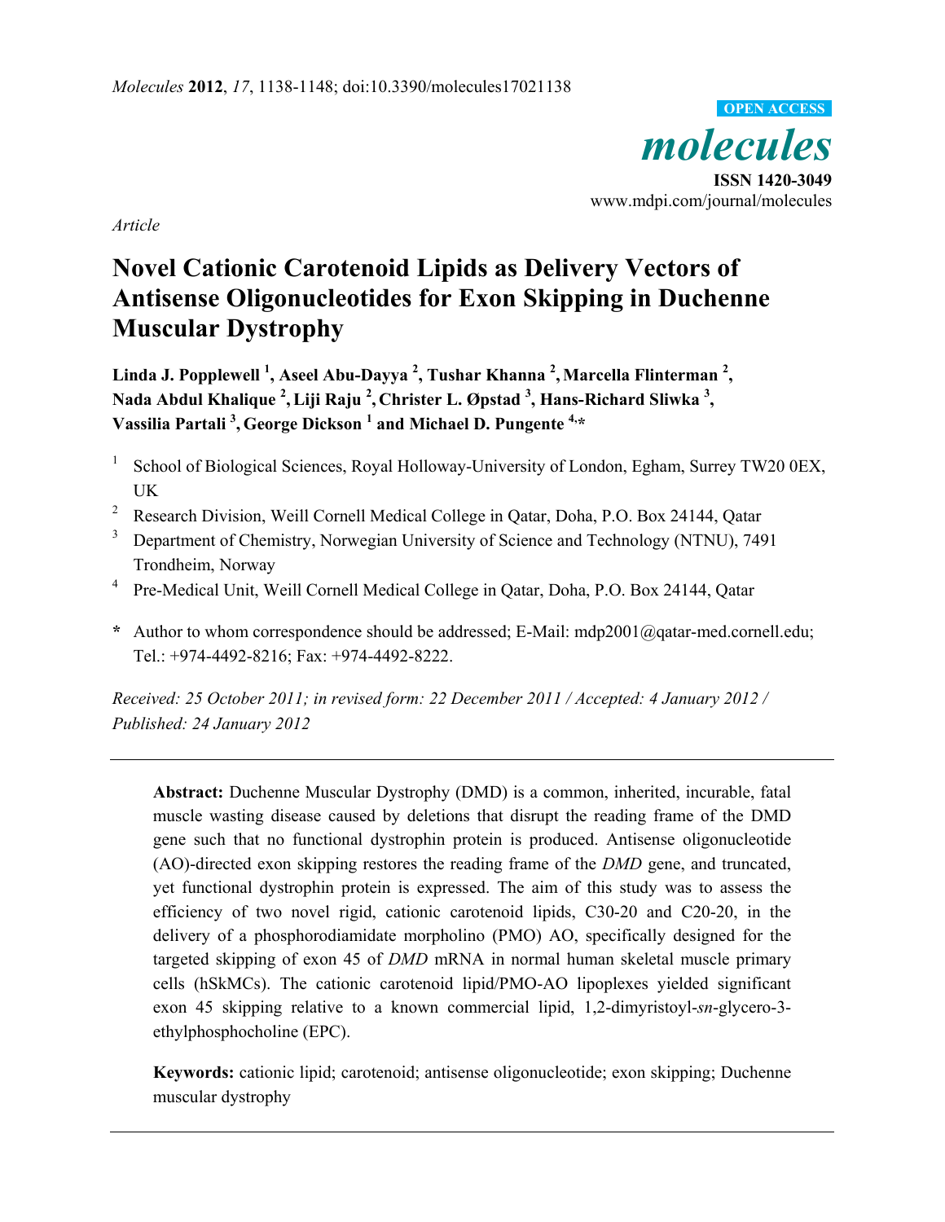*Article*

# Novel Cationic Carotenoid Lipids as Delivery Vectors of Antisense Oligonucleotides for Exon Skipping in Duchenne Muscular Dystrophy

**Linda J. Popplewell [1], Aseel Abu-Dayya [2], Tushar Khanna [2], Marcella Flinterman [2], Nada Abdul Khalique [2], Liji Raju [2], Christer L. Øpstad [3], Hans-Richard Sliwka [3], Vassilia Partali [3], George Dickson [1] and Michael D. Pungente [4,*]**

1. School of Biological Sciences, Royal Holloway-University of London, Egham, Surrey TW20 0EX, UK
2. Research Division, Weill Cornell Medical College in Qatar, Doha, P.O. Box 24144, Qatar
3. Department of Chemistry, Norwegian University of Science and Technology (NTNU), 7491 Trondheim, Norway
4. Pre-Medical Unit, Weill Cornell Medical College in Qatar, Doha, P.O. Box 24144, Qatar

\* Author to whom correspondence should be addressed; E-Mail: mdp2001@qatar-med.cornell.edu; Tel.: +974-4492-8216; Fax: +974-4492-8222.

*Received: 25 October 2011; in revised form: 22 December 2011 / Accepted: 4 January 2012 / Published: 24 January 2012*

**Abstract:** Duchenne Muscular Dystrophy (DMD) is a common, inherited, incurable, fatal muscle wasting disease caused by deletions that disrupt the reading frame of the DMD gene such that no functional dystrophin protein is produced. Antisense oligonucleotide (AO)-directed exon skipping restores the reading frame of the *DMD* gene, and truncated, yet functional dystrophin protein is expressed. The aim of this study was to assess the efficiency of two novel rigid, cationic carotenoid lipids, C30-20 and C20-20, in the delivery of a phosphorodiamidate morpholino (PMO) AO, specifically designed for the targeted skipping of exon 45 of *DMD* mRNA in normal human skeletal muscle primary cells (hSkMCs). The cationic carotenoid lipid/PMO-AO lipoplexes yielded significant exon 45 skipping relative to a known commercial lipid, 1,2-dimyristoyl-*sn*-glycero-3-ethylphosphocholine (EPC).

**Keywords:** cationic lipid; carotenoid; antisense oligonucleotide; exon skipping; Duchenne muscular dystrophy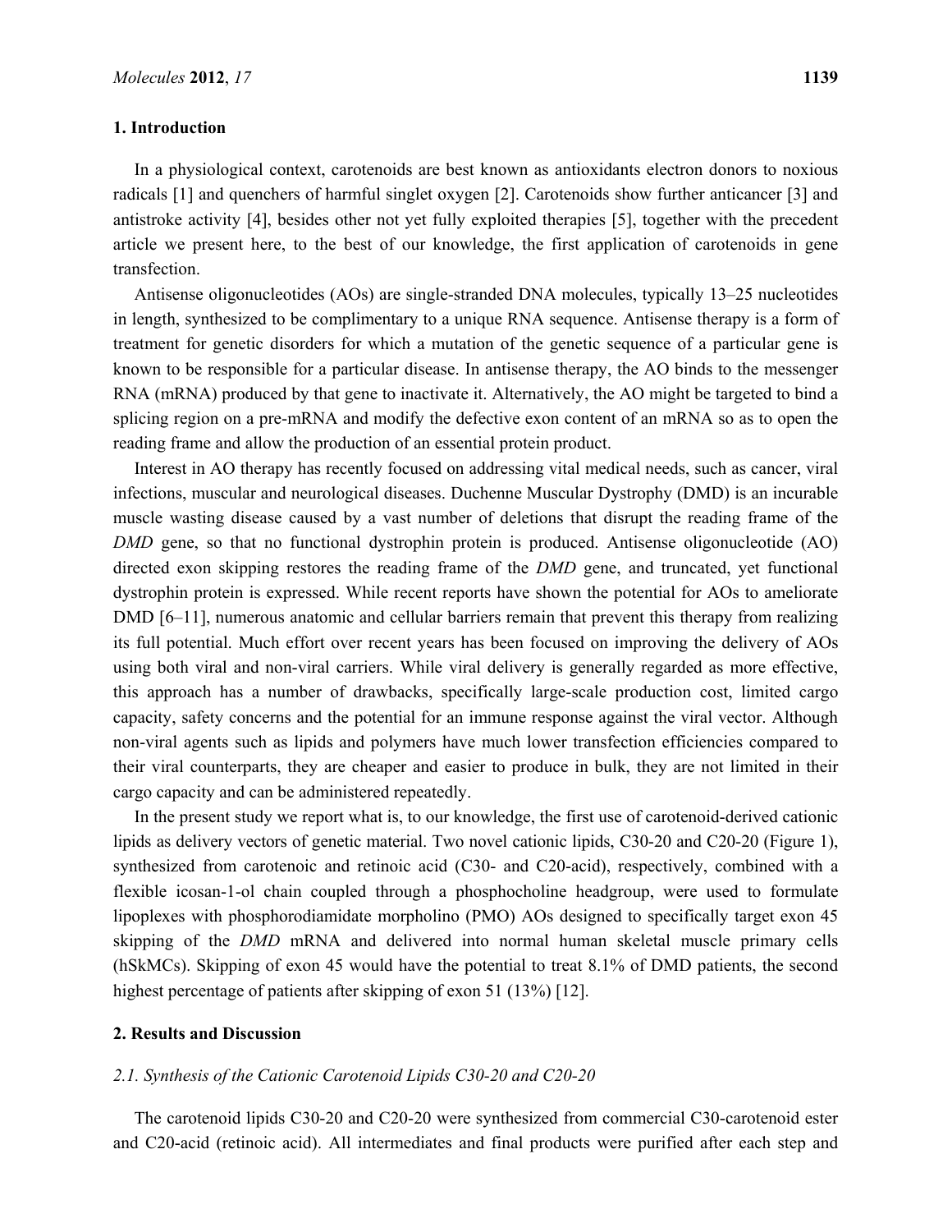## 1. Introduction

In a physiological context, carotenoids are best known as antioxidants electron donors to noxious radicals [1] and quenchers of harmful singlet oxygen [2]. Carotenoids show further anticancer [3] and antistroke activity [4], besides other not yet fully exploited therapies [5], together with the precedent article we present here, to the best of our knowledge, the first application of carotenoids in gene transfection.

Antisense oligonucleotides (AOs) are single-stranded DNA molecules, typically 13–25 nucleotides in length, synthesized to be complimentary to a unique RNA sequence. Antisense therapy is a form of treatment for genetic disorders for which a mutation of the genetic sequence of a particular gene is known to be responsible for a particular disease. In antisense therapy, the AO binds to the messenger RNA (mRNA) produced by that gene to inactivate it. Alternatively, the AO might be targeted to bind a splicing region on a pre-mRNA and modify the defective exon content of an mRNA so as to open the reading frame and allow the production of an essential protein product.

Interest in AO therapy has recently focused on addressing vital medical needs, such as cancer, viral infections, muscular and neurological diseases. Duchenne Muscular Dystrophy (DMD) is an incurable muscle wasting disease caused by a vast number of deletions that disrupt the reading frame of the *DMD* gene, so that no functional dystrophin protein is produced. Antisense oligonucleotide (AO) directed exon skipping restores the reading frame of the *DMD* gene, and truncated, yet functional dystrophin protein is expressed. While recent reports have shown the potential for AOs to ameliorate DMD [6–11], numerous anatomic and cellular barriers remain that prevent this therapy from realizing its full potential. Much effort over recent years has been focused on improving the delivery of AOs using both viral and non-viral carriers. While viral delivery is generally regarded as more effective, this approach has a number of drawbacks, specifically large-scale production cost, limited cargo capacity, safety concerns and the potential for an immune response against the viral vector. Although non-viral agents such as lipids and polymers have much lower transfection efficiencies compared to their viral counterparts, they are cheaper and easier to produce in bulk, they are not limited in their cargo capacity and can be administered repeatedly.

In the present study we report what is, to our knowledge, the first use of carotenoid-derived cationic lipids as delivery vectors of genetic material. Two novel cationic lipids, C30-20 and C20-20 (Figure 1), synthesized from carotenoic and retinoic acid (C30- and C20-acid), respectively, combined with a flexible icosan-1-ol chain coupled through a phosphocholine headgroup, were used to formulate lipoplexes with phosphorodiamidate morpholino (PMO) AOs designed to specifically target exon 45 skipping of the *DMD* mRNA and delivered into normal human skeletal muscle primary cells (hSkMCs). Skipping of exon 45 would have the potential to treat 8.1% of DMD patients, the second highest percentage of patients after skipping of exon 51 (13%) [12].

## 2. Results and Discussion

### *2.1. Synthesis of the Cationic Carotenoid Lipids C30-20 and C20-20*

The carotenoid lipids C30-20 and C20-20 were synthesized from commercial C30-carotenoid ester and C20-acid (retinoic acid). All intermediates and final products were purified after each step and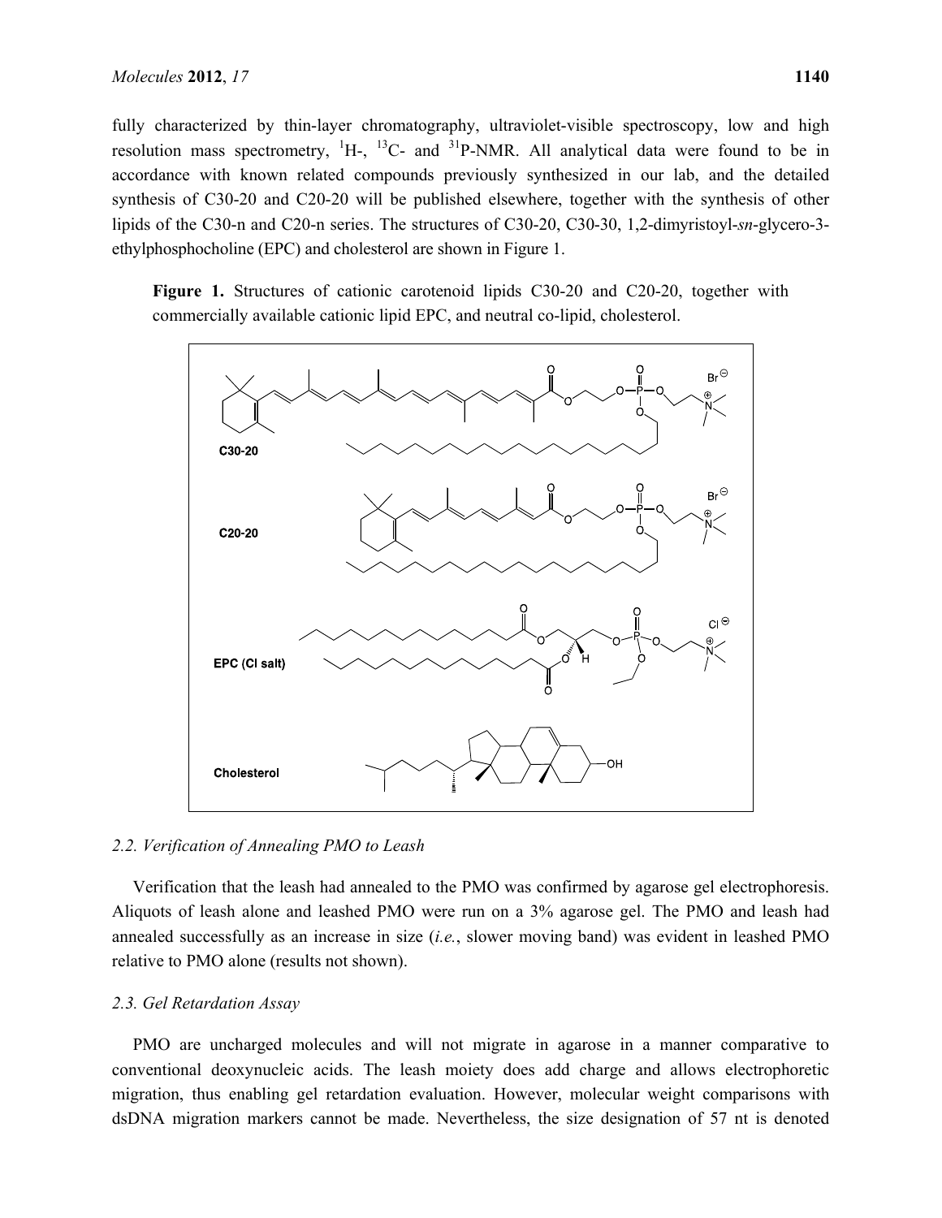fully characterized by thin-layer chromatography, ultraviolet-visible spectroscopy, low and high resolution mass spectrometry, $^{1}$H-, $^{13}$C- and $^{31}$P-NMR. All analytical data were found to be in accordance with known related compounds previously synthesized in our lab, and the detailed synthesis of C30-20 and C20-20 will be published elsewhere, together with the synthesis of other lipids of the C30-n and C20-n series. The structures of C30-20, C30-30, 1,2-dimyristoyl-*sn*-glycero-3-ethylphosphocholine (EPC) and cholesterol are shown in Figure 1.

**Figure 1.** Structures of cationic carotenoid lipids C30-20 and C20-20, together with commercially available cationic lipid EPC, and neutral co-lipid, cholesterol.

### *2.2. Verification of Annealing PMO to Leash*

Verification that the leash had annealed to the PMO was confirmed by agarose gel electrophoresis. Aliquots of leash alone and leashed PMO were run on a 3% agarose gel. The PMO and leash had annealed successfully as an increase in size (*i.e.*, slower moving band) was evident in leashed PMO relative to PMO alone (results not shown).

### *2.3. Gel Retardation Assay*

PMO are uncharged molecules and will not migrate in agarose in a manner comparative to conventional deoxynucleic acids. The leash moiety does add charge and allows electrophoretic migration, thus enabling gel retardation evaluation. However, molecular weight comparisons with dsDNA migration markers cannot be made. Nevertheless, the size designation of 57 nt is denoted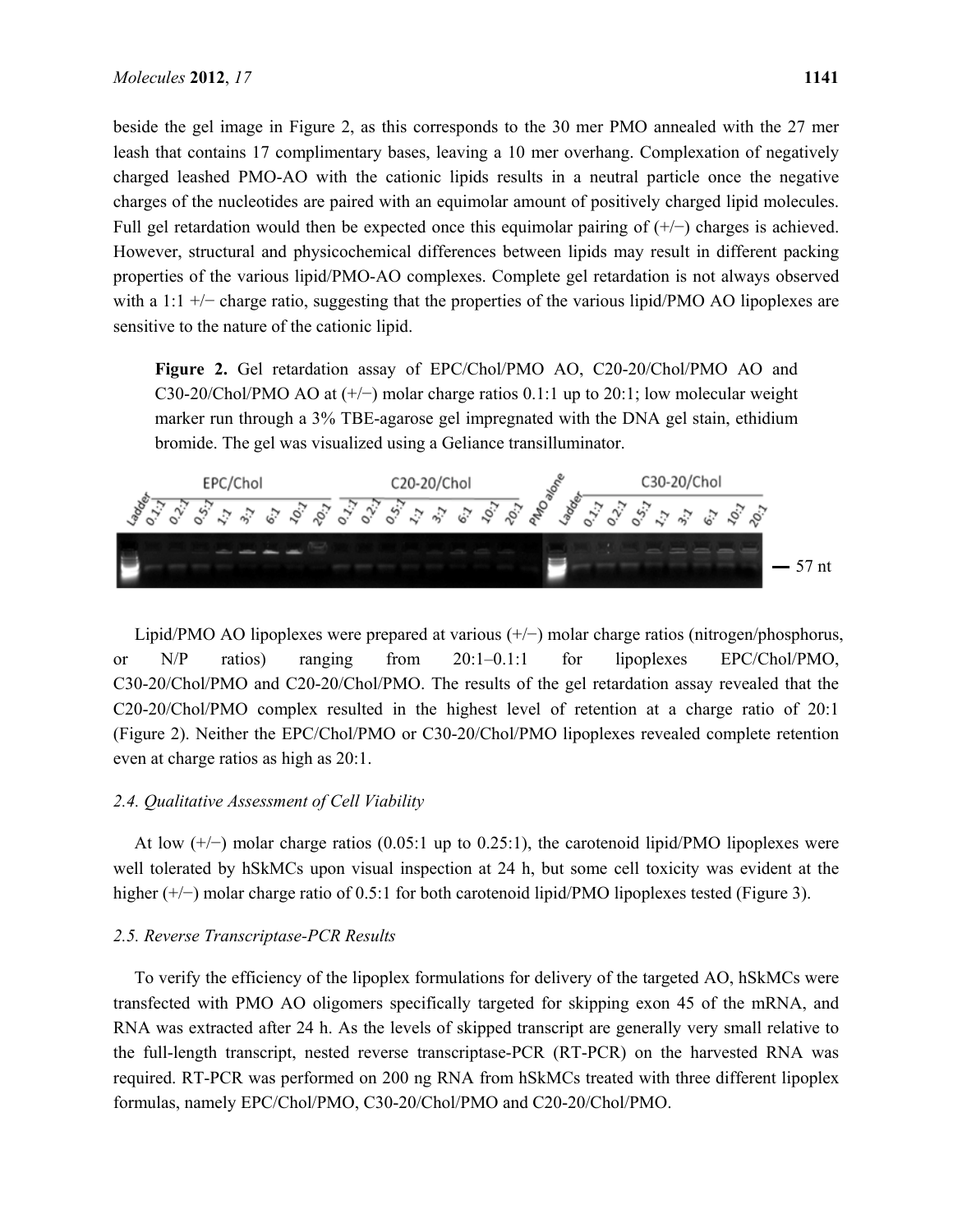beside the gel image in Figure 2, as this corresponds to the 30 mer PMO annealed with the 27 mer leash that contains 17 complimentary bases, leaving a 10 mer overhang. Complexation of negatively charged leashed PMO-AO with the cationic lipids results in a neutral particle once the negative charges of the nucleotides are paired with an equimolar amount of positively charged lipid molecules. Full gel retardation would then be expected once this equimolar pairing of (+/−) charges is achieved. However, structural and physicochemical differences between lipids may result in different packing properties of the various lipid/PMO-AO complexes. Complete gel retardation is not always observed with a 1:1 +/− charge ratio, suggesting that the properties of the various lipid/PMO AO lipoplexes are sensitive to the nature of the cationic lipid.

**Figure 2.** Gel retardation assay of EPC/Chol/PMO AO, C20-20/Chol/PMO AO and C30-20/Chol/PMO AO at (+/−) molar charge ratios 0.1:1 up to 20:1; low molecular weight marker run through a 3% TBE-agarose gel impregnated with the DNA gel stain, ethidium bromide. The gel was visualized using a Geliance transilluminator.

Lipid/PMO AO lipoplexes were prepared at various (+/−) molar charge ratios (nitrogen/phosphorus, or N/P ratios) ranging from 20:1–0.1:1 for lipoplexes EPC/Chol/PMO, C30-20/Chol/PMO and C20-20/Chol/PMO. The results of the gel retardation assay revealed that the C20-20/Chol/PMO complex resulted in the highest level of retention at a charge ratio of 20:1 (Figure 2). Neither the EPC/Chol/PMO or C30-20/Chol/PMO lipoplexes revealed complete retention even at charge ratios as high as 20:1.

### *2.4. Qualitative Assessment of Cell Viability*

At low (+/−) molar charge ratios (0.05:1 up to 0.25:1), the carotenoid lipid/PMO lipoplexes were well tolerated by hSkMCs upon visual inspection at 24 h, but some cell toxicity was evident at the higher (+/−) molar charge ratio of 0.5:1 for both carotenoid lipid/PMO lipoplexes tested (Figure 3).

### *2.5. Reverse Transcriptase-PCR Results*

To verify the efficiency of the lipoplex formulations for delivery of the targeted AO, hSkMCs were transfected with PMO AO oligomers specifically targeted for skipping exon 45 of the mRNA, and RNA was extracted after 24 h. As the levels of skipped transcript are generally very small relative to the full-length transcript, nested reverse transcriptase-PCR (RT-PCR) on the harvested RNA was required. RT-PCR was performed on 200 ng RNA from hSkMCs treated with three different lipoplex formulas, namely EPC/Chol/PMO, C30-20/Chol/PMO and C20-20/Chol/PMO.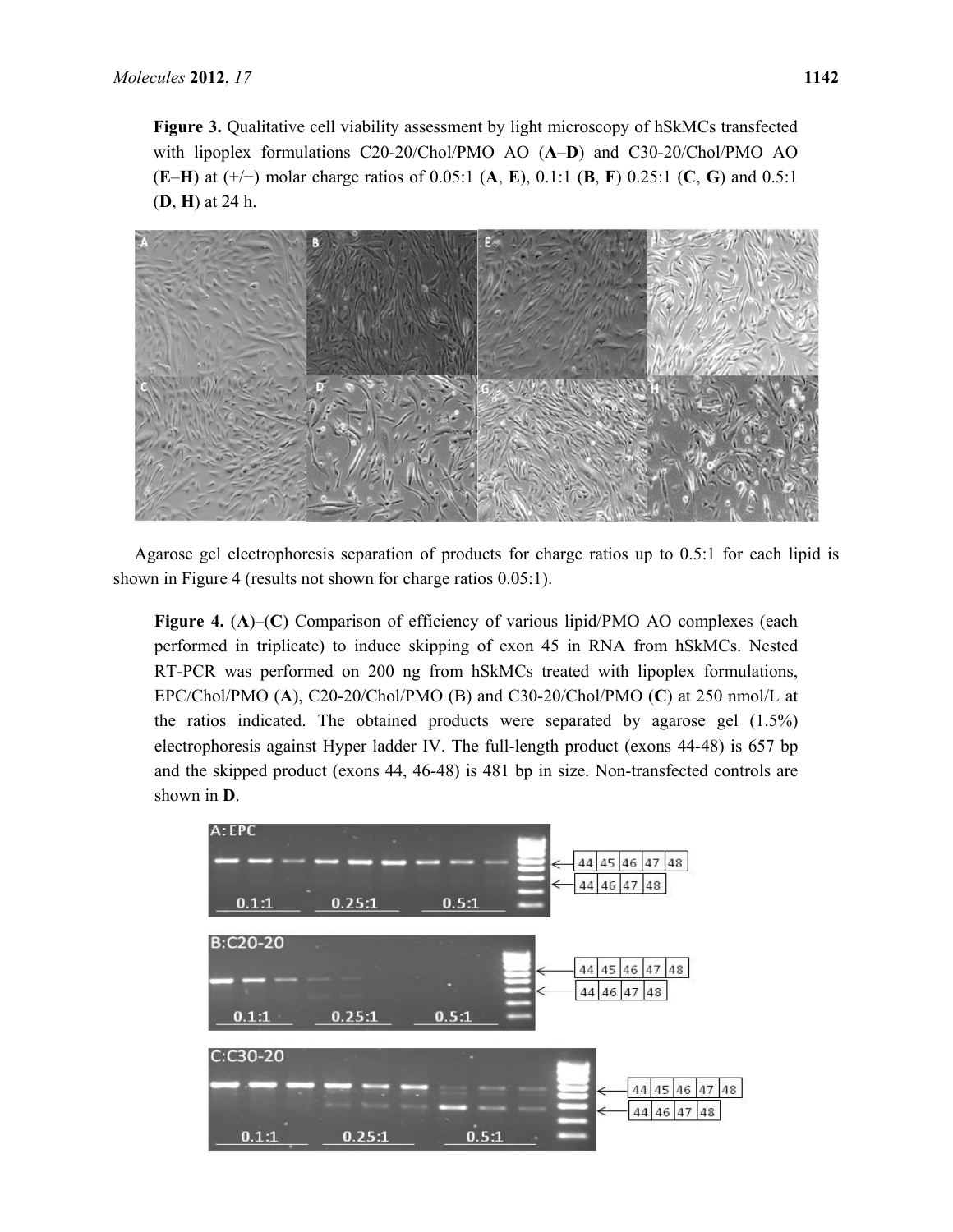**Figure 3.** Qualitative cell viability assessment by light microscopy of hSkMCs transfected with lipoplex formulations C20-20/Chol/PMO AO (**A**–**D**) and C30-20/Chol/PMO AO (**E**–**H**) at (+/−) molar charge ratios of 0.05:1 (**A**, **E**), 0.1:1 (**B**, **F**) 0.25:1 (**C**, **G**) and 0.5:1 (**D**, **H**) at 24 h.

Agarose gel electrophoresis separation of products for charge ratios up to 0.5:1 for each lipid is shown in Figure 4 (results not shown for charge ratios 0.05:1).

**Figure 4.** (**A**)–(**C**) Comparison of efficiency of various lipid/PMO AO complexes (each performed in triplicate) to induce skipping of exon 45 in RNA from hSkMCs. Nested RT-PCR was performed on 200 ng from hSkMCs treated with lipoplex formulations, EPC/Chol/PMO (**A**), C20-20/Chol/PMO (B) and C30-20/Chol/PMO (**C**) at 250 nmol/L at the ratios indicated. The obtained products were separated by agarose gel (1.5%) electrophoresis against Hyper ladder IV. The full-length product (exons 44-48) is 657 bp and the skipped product (exons 44, 46-48) is 481 bp in size. Non-transfected controls are shown in **D**.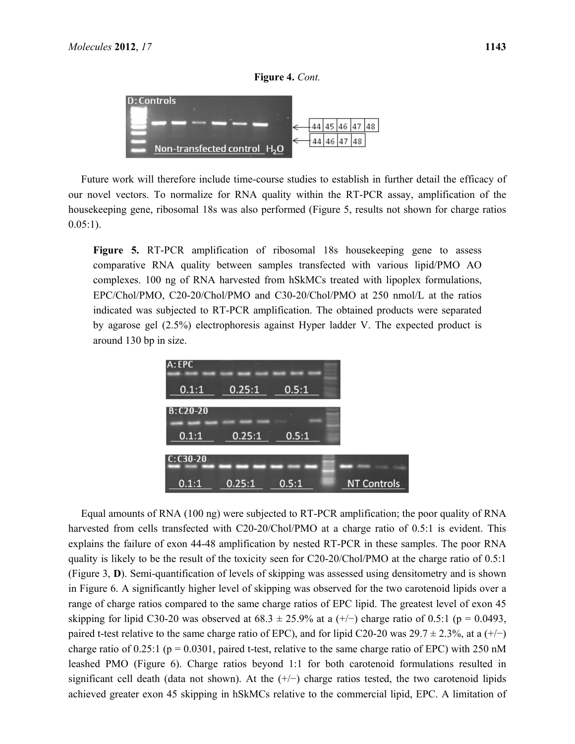**Figure 4.** *Cont.*

Future work will therefore include time-course studies to establish in further detail the efficacy of our novel vectors. To normalize for RNA quality within the RT-PCR assay, amplification of the housekeeping gene, ribosomal 18s was also performed (Figure 5, results not shown for charge ratios 0.05:1).

**Figure 5.** RT-PCR amplification of ribosomal 18s housekeeping gene to assess comparative RNA quality between samples transfected with various lipid/PMO AO complexes. 100 ng of RNA harvested from hSkMCs treated with lipoplex formulations, EPC/Chol/PMO, C20-20/Chol/PMO and C30-20/Chol/PMO at 250 nmol/L at the ratios indicated was subjected to RT-PCR amplification. The obtained products were separated by agarose gel (2.5%) electrophoresis against Hyper ladder V. The expected product is around 130 bp in size.

Equal amounts of RNA (100 ng) were subjected to RT-PCR amplification; the poor quality of RNA harvested from cells transfected with C20-20/Chol/PMO at a charge ratio of 0.5:1 is evident. This explains the failure of exon 44-48 amplification by nested RT-PCR in these samples. The poor RNA quality is likely to be the result of the toxicity seen for C20-20/Chol/PMO at the charge ratio of 0.5:1 (Figure 3, **D**). Semi-quantification of levels of skipping was assessed using densitometry and is shown in Figure 6. A significantly higher level of skipping was observed for the two carotenoid lipids over a range of charge ratios compared to the same charge ratios of EPC lipid. The greatest level of exon 45 skipping for lipid C30-20 was observed at 68.3 ± 25.9% at a (+/−) charge ratio of 0.5:1 ($p = 0.0493$, paired t-test relative to the same charge ratio of EPC), and for lipid C20-20 was 29.7 ± 2.3%, at a (+/−) charge ratio of 0.25:1 ($p = 0.0301$, paired t-test, relative to the same charge ratio of EPC) with 250 nM leashed PMO (Figure 6). Charge ratios beyond 1:1 for both carotenoid formulations resulted in significant cell death (data not shown). At the (+/−) charge ratios tested, the two carotenoid lipids achieved greater exon 45 skipping in hSkMCs relative to the commercial lipid, EPC. A limitation of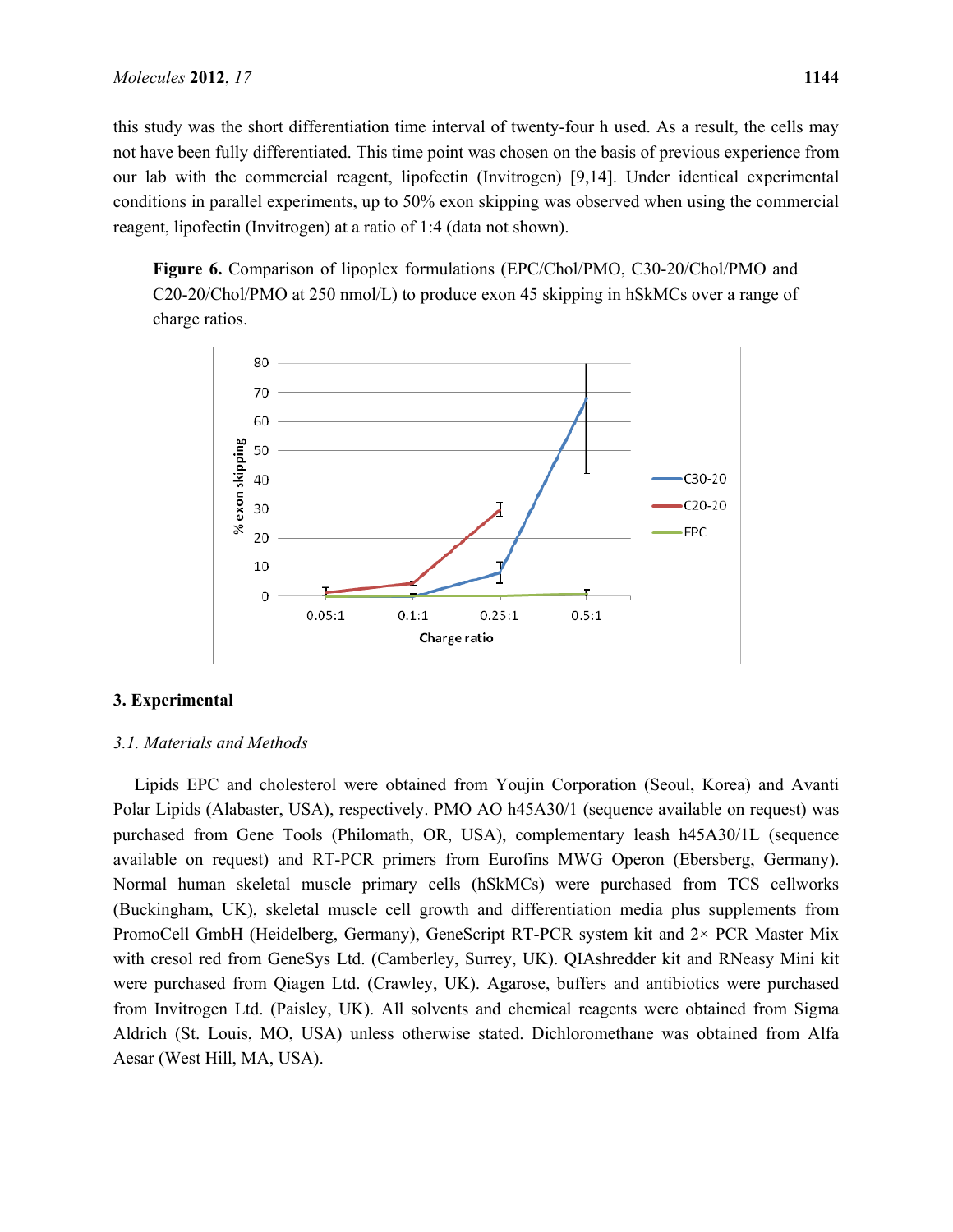this study was the short differentiation time interval of twenty-four h used. As a result, the cells may not have been fully differentiated. This time point was chosen on the basis of previous experience from our lab with the commercial reagent, lipofectin (Invitrogen) [9,14]. Under identical experimental conditions in parallel experiments, up to 50% exon skipping was observed when using the commercial reagent, lipofectin (Invitrogen) at a ratio of 1:4 (data not shown).

**Figure 6.** Comparison of lipoplex formulations (EPC/Chol/PMO, C30-20/Chol/PMO and C20-20/Chol/PMO at 250 nmol/L) to produce exon 45 skipping in hSkMCs over a range of charge ratios.

## 3. Experimental

### 3.1. Materials and Methods

Lipids EPC and cholesterol were obtained from Youjin Corporation (Seoul, Korea) and Avanti Polar Lipids (Alabaster, USA), respectively. PMO AO h45A30/1 (sequence available on request) was purchased from Gene Tools (Philomath, OR, USA), complementary leash h45A30/1L (sequence available on request) and RT-PCR primers from Eurofins MWG Operon (Ebersberg, Germany). Normal human skeletal muscle primary cells (hSkMCs) were purchased from TCS cellworks (Buckingham, UK), skeletal muscle cell growth and differentiation media plus supplements from PromoCell GmbH (Heidelberg, Germany), GeneScript RT-PCR system kit and 2× PCR Master Mix with cresol red from GeneSys Ltd. (Camberley, Surrey, UK). QIAshredder kit and RNeasy Mini kit were purchased from Qiagen Ltd. (Crawley, UK). Agarose, buffers and antibiotics were purchased from Invitrogen Ltd. (Paisley, UK). All solvents and chemical reagents were obtained from Sigma Aldrich (St. Louis, MO, USA) unless otherwise stated. Dichloromethane was obtained from Alfa Aesar (West Hill, MA, USA).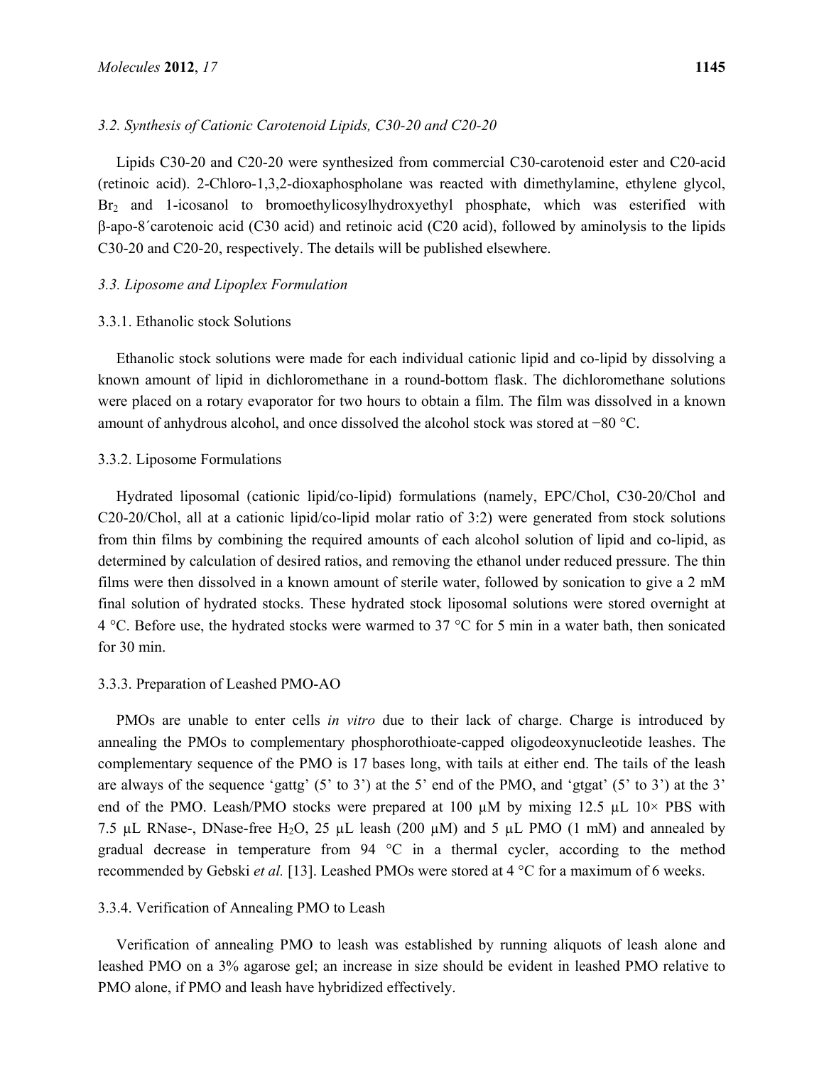### *3.2. Synthesis of Cationic Carotenoid Lipids, C30-20 and C20-20*

Lipids C30-20 and C20-20 were synthesized from commercial C30-carotenoid ester and C20-acid (retinoic acid). 2-Chloro-1,3,2-dioxaphospholane was reacted with dimethylamine, ethylene glycol, $Br_2$ and 1-icosanol to bromoethylicosylhydroxyethyl phosphate, which was esterified with β-apo-8´carotenoic acid (C30 acid) and retinoic acid (C20 acid), followed by aminolysis to the lipids C30-20 and C20-20, respectively. The details will be published elsewhere.

### *3.3. Liposome and Lipoplex Formulation*

#### 3.3.1. Ethanolic stock Solutions

Ethanolic stock solutions were made for each individual cationic lipid and co-lipid by dissolving a known amount of lipid in dichloromethane in a round-bottom flask. The dichloromethane solutions were placed on a rotary evaporator for two hours to obtain a film. The film was dissolved in a known amount of anhydrous alcohol, and once dissolved the alcohol stock was stored at −80 °C.

#### 3.3.2. Liposome Formulations

Hydrated liposomal (cationic lipid/co-lipid) formulations (namely, EPC/Chol, C30-20/Chol and C20-20/Chol, all at a cationic lipid/co-lipid molar ratio of 3:2) were generated from stock solutions from thin films by combining the required amounts of each alcohol solution of lipid and co-lipid, as determined by calculation of desired ratios, and removing the ethanol under reduced pressure. The thin films were then dissolved in a known amount of sterile water, followed by sonication to give a 2 mM final solution of hydrated stocks. These hydrated stock liposomal solutions were stored overnight at 4 °C. Before use, the hydrated stocks were warmed to 37 °C for 5 min in a water bath, then sonicated for 30 min.

#### 3.3.3. Preparation of Leashed PMO-AO

PMOs are unable to enter cells *in vitro* due to their lack of charge. Charge is introduced by annealing the PMOs to complementary phosphorothioate-capped oligodeoxynucleotide leashes. The complementary sequence of the PMO is 17 bases long, with tails at either end. The tails of the leash are always of the sequence 'gattg' (5' to 3') at the 5' end of the PMO, and 'gtgat' (5' to 3') at the 3' end of the PMO. Leash/PMO stocks were prepared at 100 µM by mixing 12.5 µL 10× PBS with 7.5 µL RNase-, DNase-free $H_2O$, 25 µL leash (200 µM) and 5 µL PMO (1 mM) and annealed by gradual decrease in temperature from 94 °C in a thermal cycler, according to the method recommended by Gebski *et al.* [13]. Leashed PMOs were stored at 4 °C for a maximum of 6 weeks.

#### 3.3.4. Verification of Annealing PMO to Leash

Verification of annealing PMO to leash was established by running aliquots of leash alone and leashed PMO on a 3% agarose gel; an increase in size should be evident in leashed PMO relative to PMO alone, if PMO and leash have hybridized effectively.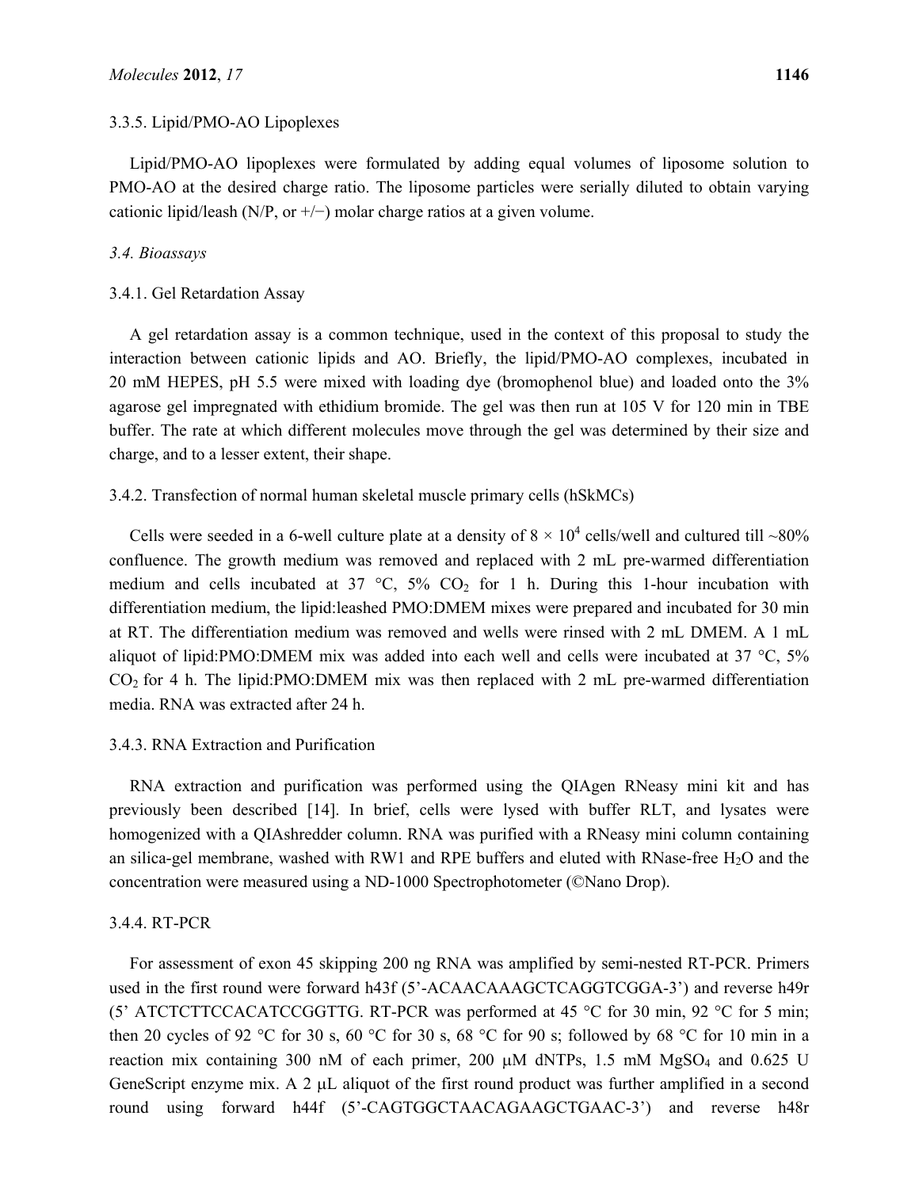#### 3.3.5. Lipid/PMO-AO Lipoplexes

Lipid/PMO-AO lipoplexes were formulated by adding equal volumes of liposome solution to PMO-AO at the desired charge ratio. The liposome particles were serially diluted to obtain varying cationic lipid/leash (N/P, or +/−) molar charge ratios at a given volume.

### *3.4. Bioassays*

#### 3.4.1. Gel Retardation Assay

A gel retardation assay is a common technique, used in the context of this proposal to study the interaction between cationic lipids and AO. Briefly, the lipid/PMO-AO complexes, incubated in 20 mM HEPES, pH 5.5 were mixed with loading dye (bromophenol blue) and loaded onto the 3% agarose gel impregnated with ethidium bromide. The gel was then run at 105 V for 120 min in TBE buffer. The rate at which different molecules move through the gel was determined by their size and charge, and to a lesser extent, their shape.

#### 3.4.2. Transfection of normal human skeletal muscle primary cells (hSkMCs)

Cells were seeded in a 6-well culture plate at a density of $8 \times 10^4$ cells/well and cultured till ~80% confluence. The growth medium was removed and replaced with 2 mL pre-warmed differentiation medium and cells incubated at 37 °C, 5% $CO_2$ for 1 h. During this 1-hour incubation with differentiation medium, the lipid:leashed PMO:DMEM mixes were prepared and incubated for 30 min at RT. The differentiation medium was removed and wells were rinsed with 2 mL DMEM. A 1 mL aliquot of lipid:PMO:DMEM mix was added into each well and cells were incubated at 37 °C, 5% $CO_2$ for 4 h. The lipid:PMO:DMEM mix was then replaced with 2 mL pre-warmed differentiation media. RNA was extracted after 24 h.

#### 3.4.3. RNA Extraction and Purification

RNA extraction and purification was performed using the QIAgen RNeasy mini kit and has previously been described [14]. In brief, cells were lysed with buffer RLT, and lysates were homogenized with a QIAshredder column. RNA was purified with a RNeasy mini column containing an silica-gel membrane, washed with RW1 and RPE buffers and eluted with RNase-free $H_2O$ and the concentration were measured using a ND-1000 Spectrophotometer (©Nano Drop).

#### 3.4.4. RT-PCR

For assessment of exon 45 skipping 200 ng RNA was amplified by semi-nested RT-PCR. Primers used in the first round were forward h43f (5'-ACAACAAAGCTCAGGTCGGA-3') and reverse h49r (5' ATCTCTTCCACATCCGGTTG. RT-PCR was performed at 45 °C for 30 min, 92 °C for 5 min; then 20 cycles of 92 °C for 30 s, 60 °C for 30 s, 68 °C for 90 s; followed by 68 °C for 10 min in a reaction mix containing 300 nM of each primer, 200 μM dNTPs, 1.5 mM $MgSO_4$ and 0.625 U GeneScript enzyme mix. A 2 μL aliquot of the first round product was further amplified in a second round using forward h44f (5'-CAGTGGCTAACAGAAGCTGAAC-3') and reverse h48r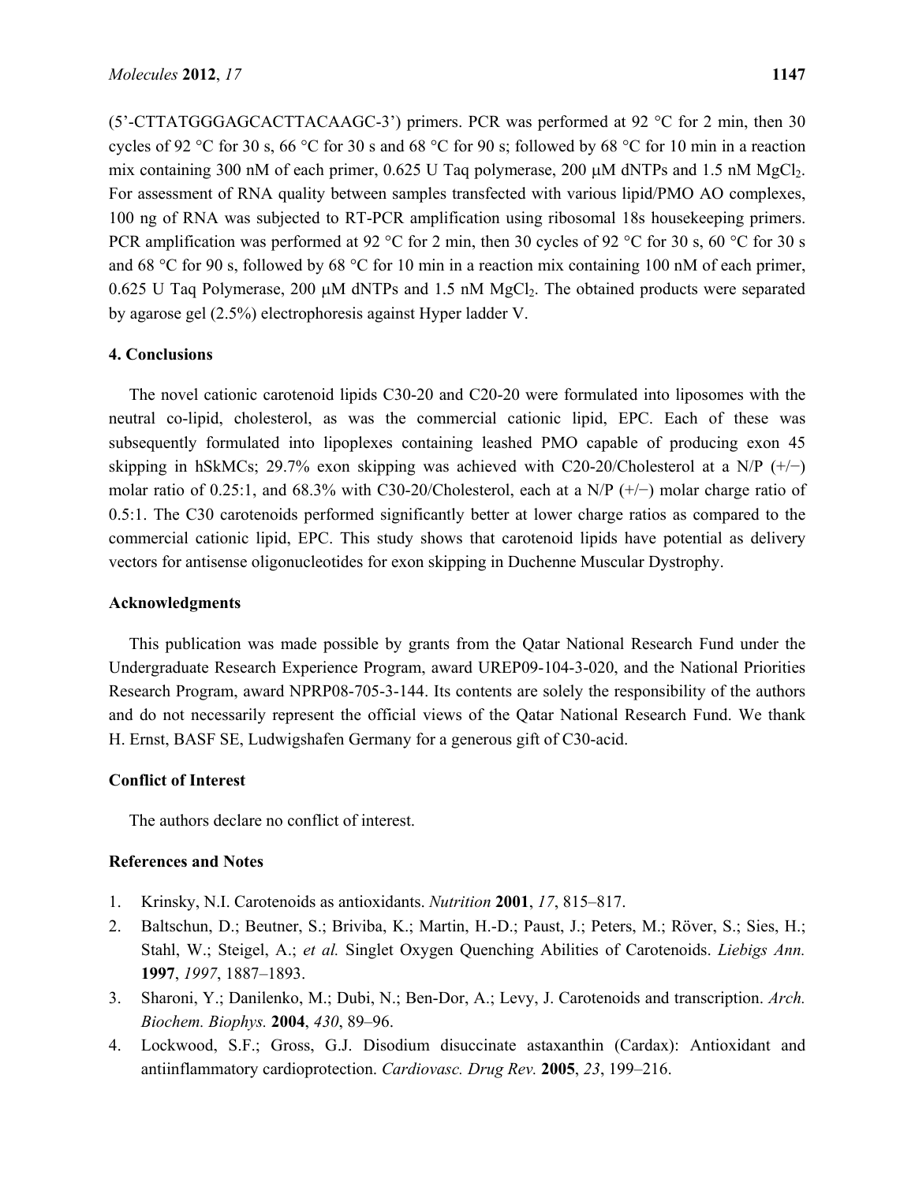(5'-CTTATGGGAGCACTTACAAGC-3') primers. PCR was performed at 92 °C for 2 min, then 30 cycles of 92 °C for 30 s, 66 °C for 30 s and 68 °C for 90 s; followed by 68 °C for 10 min in a reaction mix containing 300 nM of each primer, 0.625 U Taq polymerase, 200 μM dNTPs and 1.5 nM $MgCl_2$. For assessment of RNA quality between samples transfected with various lipid/PMO AO complexes, 100 ng of RNA was subjected to RT-PCR amplification using ribosomal 18s housekeeping primers. PCR amplification was performed at 92 °C for 2 min, then 30 cycles of 92 °C for 30 s, 60 °C for 30 s and 68 °C for 90 s, followed by 68 °C for 10 min in a reaction mix containing 100 nM of each primer, 0.625 U Taq Polymerase, 200 μM dNTPs and 1.5 nM $MgCl_2$. The obtained products were separated by agarose gel (2.5%) electrophoresis against Hyper ladder V.

## 4. Conclusions

The novel cationic carotenoid lipids C30-20 and C20-20 were formulated into liposomes with the neutral co-lipid, cholesterol, as was the commercial cationic lipid, EPC. Each of these was subsequently formulated into lipoplexes containing leashed PMO capable of producing exon 45 skipping in hSkMCs; 29.7% exon skipping was achieved with C20-20/Cholesterol at a N/P (+/−) molar ratio of 0.25:1, and 68.3% with C30-20/Cholesterol, each at a N/P (+/−) molar charge ratio of 0.5:1. The C30 carotenoids performed significantly better at lower charge ratios as compared to the commercial cationic lipid, EPC. This study shows that carotenoid lipids have potential as delivery vectors for antisense oligonucleotides for exon skipping in Duchenne Muscular Dystrophy.

## Acknowledgments

This publication was made possible by grants from the Qatar National Research Fund under the Undergraduate Research Experience Program, award UREP09-104-3-020, and the National Priorities Research Program, award NPRP08-705-3-144. Its contents are solely the responsibility of the authors and do not necessarily represent the official views of the Qatar National Research Fund. We thank H. Ernst, BASF SE, Ludwigshafen Germany for a generous gift of C30-acid.

## Conflict of Interest

The authors declare no conflict of interest.

## References and Notes

1. Krinsky, N.I. Carotenoids as antioxidants. *Nutrition* **2001**, *17*, 815–817.
2. Baltschun, D.; Beutner, S.; Briviba, K.; Martin, H.-D.; Paust, J.; Peters, M.; Röver, S.; Sies, H.; Stahl, W.; Steigel, A.; *et al.* Singlet Oxygen Quenching Abilities of Carotenoids. *Liebigs Ann.* **1997**, *1997*, 1887–1893.
3. Sharoni, Y.; Danilenko, M.; Dubi, N.; Ben-Dor, A.; Levy, J. Carotenoids and transcription. *Arch. Biochem. Biophys.* **2004**, *430*, 89–96.
4. Lockwood, S.F.; Gross, G.J. Disodium disuccinate astaxanthin (Cardax): Antioxidant and antiinflammatory cardioprotection. *Cardiovasc. Drug Rev.* **2005**, *23*, 199–216.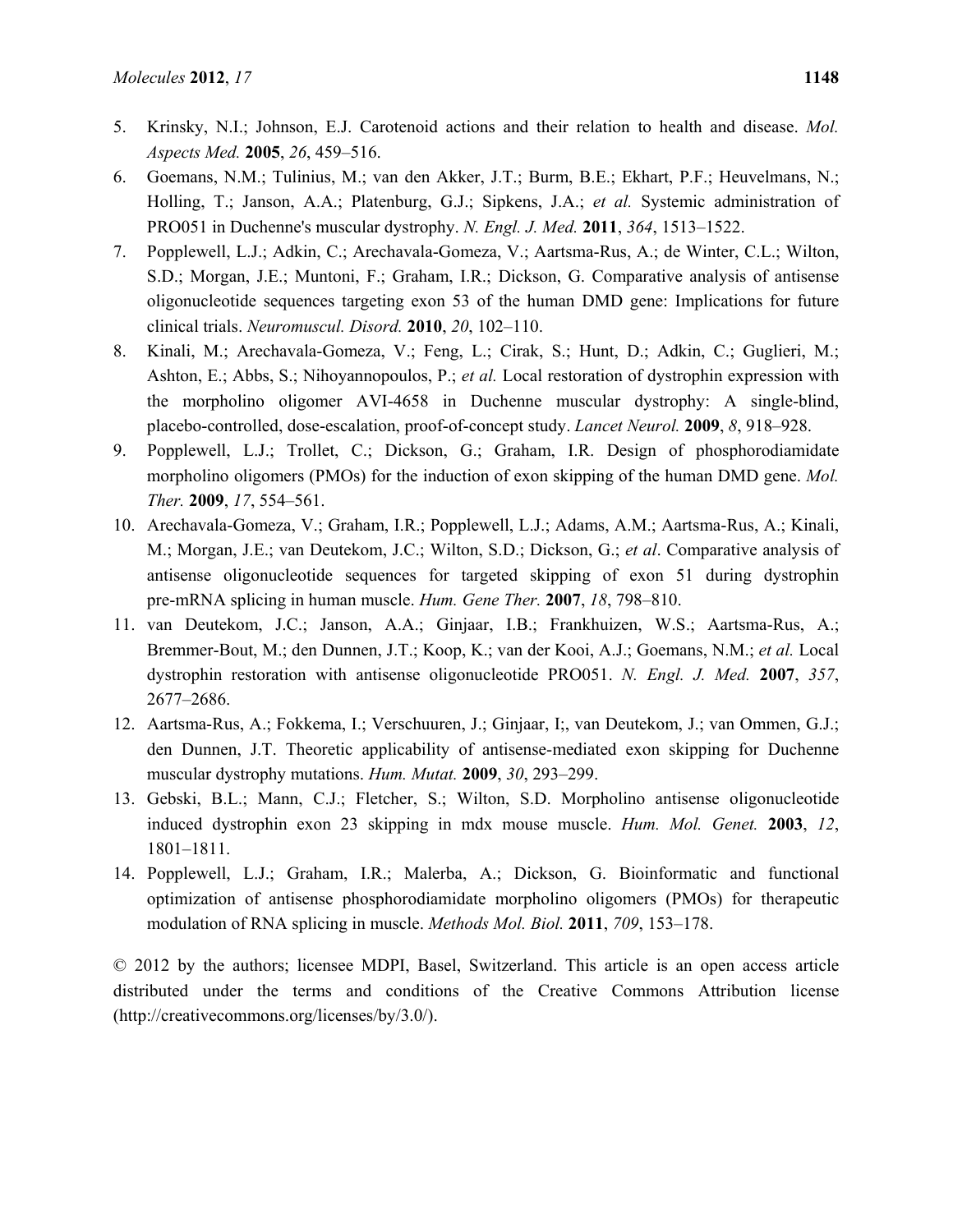5. Krinsky, N.I.; Johnson, E.J. Carotenoid actions and their relation to health and disease. *Mol. Aspects Med.* **2005**, *26*, 459–516.
6. Goemans, N.M.; Tulinius, M.; van den Akker, J.T.; Burm, B.E.; Ekhart, P.F.; Heuvelmans, N.; Holling, T.; Janson, A.A.; Platenburg, G.J.; Sipkens, J.A.; *et al.* Systemic administration of PRO051 in Duchenne's muscular dystrophy. *N. Engl. J. Med.* **2011**, *364*, 1513–1522.
7. Popplewell, L.J.; Adkin, C.; Arechavala-Gomeza, V.; Aartsma-Rus, A.; de Winter, C.L.; Wilton, S.D.; Morgan, J.E.; Muntoni, F.; Graham, I.R.; Dickson, G. Comparative analysis of antisense oligonucleotide sequences targeting exon 53 of the human DMD gene: Implications for future clinical trials. *Neuromuscul. Disord.* **2010**, *20*, 102–110.
8. Kinali, M.; Arechavala-Gomeza, V.; Feng, L.; Cirak, S.; Hunt, D.; Adkin, C.; Guglieri, M.; Ashton, E.; Abbs, S.; Nihoyannopoulos, P.; *et al.* Local restoration of dystrophin expression with the morpholino oligomer AVI-4658 in Duchenne muscular dystrophy: A single-blind, placebo-controlled, dose-escalation, proof-of-concept study. *Lancet Neurol.* **2009**, *8*, 918–928.
9. Popplewell, L.J.; Trollet, C.; Dickson, G.; Graham, I.R. Design of phosphorodiamidate morpholino oligomers (PMOs) for the induction of exon skipping of the human DMD gene. *Mol. Ther.* **2009**, *17*, 554–561.
10. Arechavala-Gomeza, V.; Graham, I.R.; Popplewell, L.J.; Adams, A.M.; Aartsma-Rus, A.; Kinali, M.; Morgan, J.E.; van Deutekom, J.C.; Wilton, S.D.; Dickson, G.; *et al*. Comparative analysis of antisense oligonucleotide sequences for targeted skipping of exon 51 during dystrophin pre-mRNA splicing in human muscle. *Hum. Gene Ther.* **2007**, *18*, 798–810.
11. van Deutekom, J.C.; Janson, A.A.; Ginjaar, I.B.; Frankhuizen, W.S.; Aartsma-Rus, A.; Bremmer-Bout, M.; den Dunnen, J.T.; Koop, K.; van der Kooi, A.J.; Goemans, N.M.; *et al.* Local dystrophin restoration with antisense oligonucleotide PRO051. *N. Engl. J. Med.* **2007**, *357*, 2677–2686.
12. Aartsma-Rus, A.; Fokkema, I.; Verschuuren, J.; Ginjaar, I;, van Deutekom, J.; van Ommen, G.J.; den Dunnen, J.T. Theoretic applicability of antisense-mediated exon skipping for Duchenne muscular dystrophy mutations. *Hum. Mutat.* **2009**, *30*, 293–299.
13. Gebski, B.L.; Mann, C.J.; Fletcher, S.; Wilton, S.D. Morpholino antisense oligonucleotide induced dystrophin exon 23 skipping in mdx mouse muscle. *Hum. Mol. Genet.* **2003**, *12*, 1801–1811.
14. Popplewell, L.J.; Graham, I.R.; Malerba, A.; Dickson, G. Bioinformatic and functional optimization of antisense phosphorodiamidate morpholino oligomers (PMOs) for therapeutic modulation of RNA splicing in muscle. *Methods Mol. Biol.* **2011**, *709*, 153–178.

© 2012 by the authors; licensee MDPI, Basel, Switzerland. This article is an open access article distributed under the terms and conditions of the Creative Commons Attribution license (http://creativecommons.org/licenses/by/3.0/).